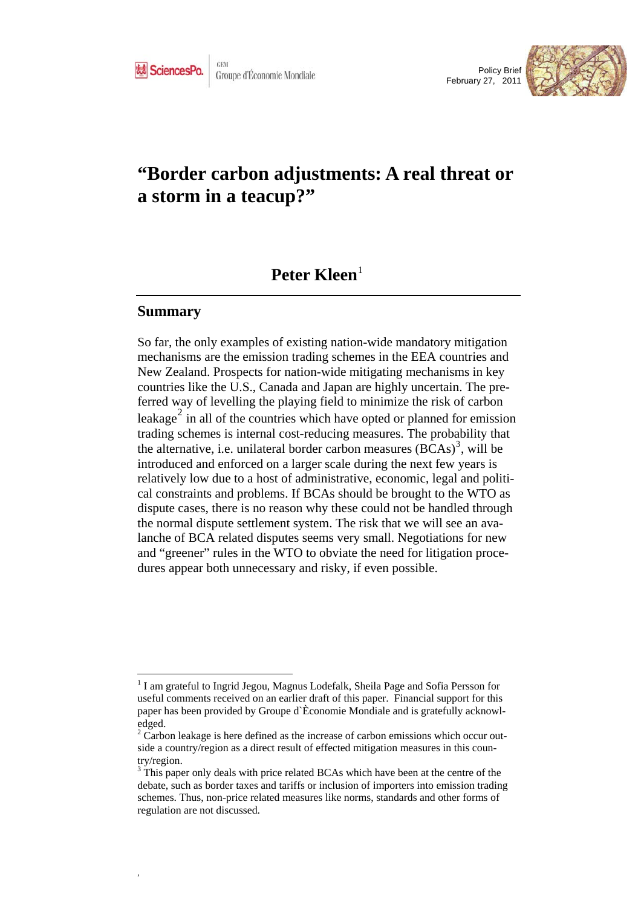SciencesPo. | GEM Groupe d'Économie Mondiale

Policy Brief
February 27, 2011

# "Border carbon adjustments: A real threat or a storm in a teacup?"

## Peter Kleen[1]

## Summary

So far, the only examples of existing nation-wide mandatory mitigation mechanisms are the emission trading schemes in the EEA countries and New Zealand. Prospects for nation-wide mitigating mechanisms in key countries like the U.S., Canada and Japan are highly uncertain. The preferred way of levelling the playing field to minimize the risk of carbon leakage[2] in all of the countries which have opted or planned for emission trading schemes is internal cost-reducing measures. The probability that the alternative, i.e. unilateral border carbon measures (BCAs)[3], will be introduced and enforced on a larger scale during the next few years is relatively low due to a host of administrative, economic, legal and political constraints and problems. If BCAs should be brought to the WTO as dispute cases, there is no reason why these could not be handled through the normal dispute settlement system. The risk that we will see an avalanche of BCA related disputes seems very small. Negotiations for new and "greener" rules in the WTO to obviate the need for litigation procedures appear both unnecessary and risky, if even possible.

---

[1] I am grateful to Ingrid Jegou, Magnus Lodefalk, Sheila Page and Sofia Persson for useful comments received on an earlier draft of this paper. Financial support for this paper has been provided by Groupe d`Èconomie Mondiale and is gratefully acknowledged.

[2] Carbon leakage is here defined as the increase of carbon emissions which occur outside a country/region as a direct result of effected mitigation measures in this country/region.

[3] This paper only deals with price related BCAs which have been at the centre of the debate, such as border taxes and tariffs or inclusion of importers into emission trading schemes. Thus, non-price related measures like norms, standards and other forms of regulation are not discussed.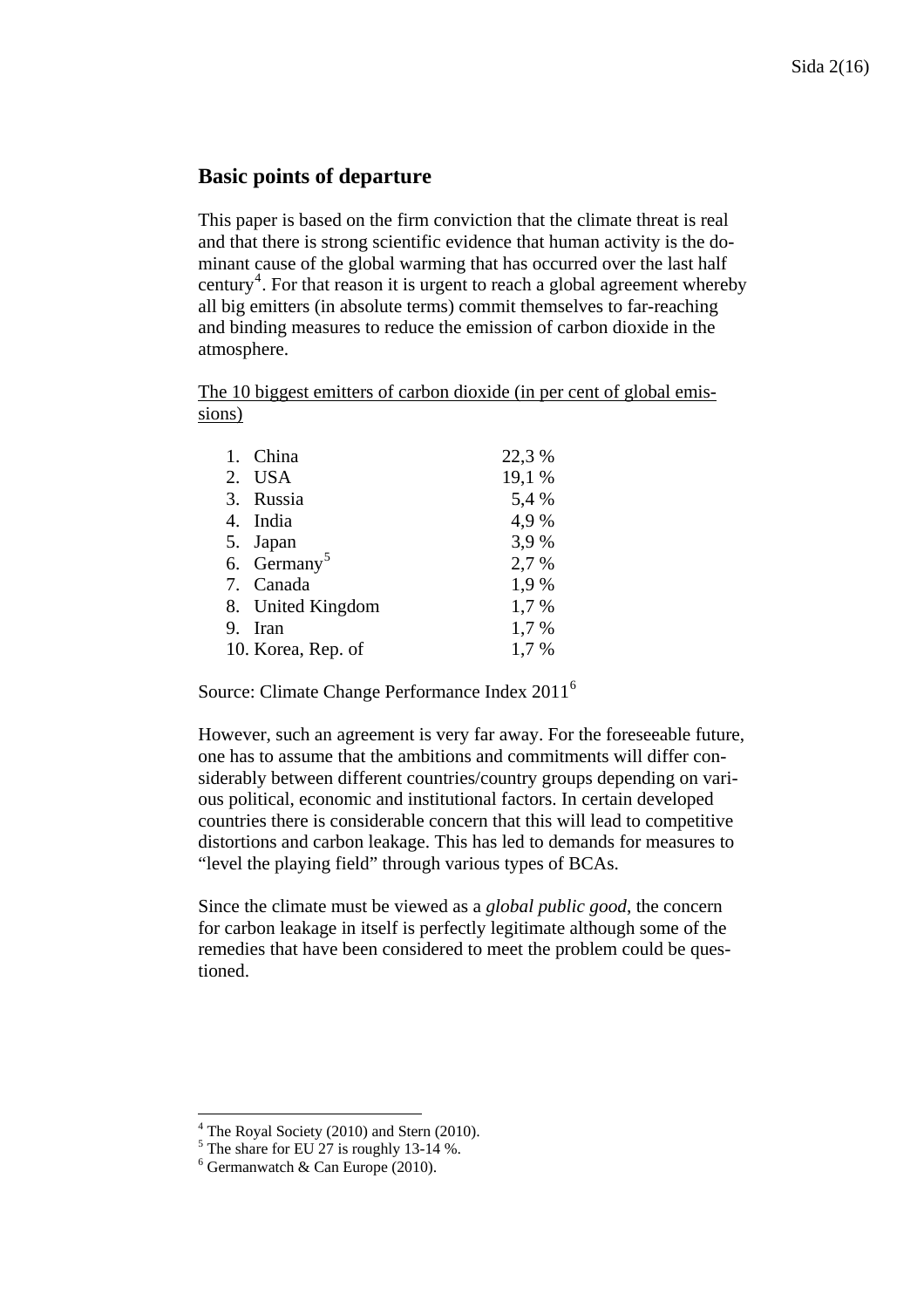## Basic points of departure

This paper is based on the firm conviction that the climate threat is real and that there is strong scientific evidence that human activity is the dominant cause of the global warming that has occurred over the last half century[4]. For that reason it is urgent to reach a global agreement whereby all big emitters (in absolute terms) commit themselves to far-reaching and binding measures to reduce the emission of carbon dioxide in the atmosphere.

The 10 biggest emitters of carbon dioxide (in per cent of global emissions)

| | |
|---|---|
| 1. China | 22,3 % |
| 2. USA | 19,1 % |
| 3. Russia | 5,4 % |
| 4. India | 4,9 % |
| 5. Japan | 3,9 % |
| 6. Germany[5] | 2,7 % |
| 7. Canada | 1,9 % |
| 8. United Kingdom | 1,7 % |
| 9. Iran | 1,7 % |
| 10. Korea, Rep. of | 1,7 % |

Source: Climate Change Performance Index 2011[6]

However, such an agreement is very far away. For the foreseeable future, one has to assume that the ambitions and commitments will differ considerably between different countries/country groups depending on various political, economic and institutional factors. In certain developed countries there is considerable concern that this will lead to competitive distortions and carbon leakage. This has led to demands for measures to "level the playing field" through various types of BCAs.

Since the climate must be viewed as a *global public good*, the concern for carbon leakage in itself is perfectly legitimate although some of the remedies that have been considered to meet the problem could be questioned.

---

[4] The Royal Society (2010) and Stern (2010).
[5] The share for EU 27 is roughly 13-14 %.
[6] Germanwatch & Can Europe (2010).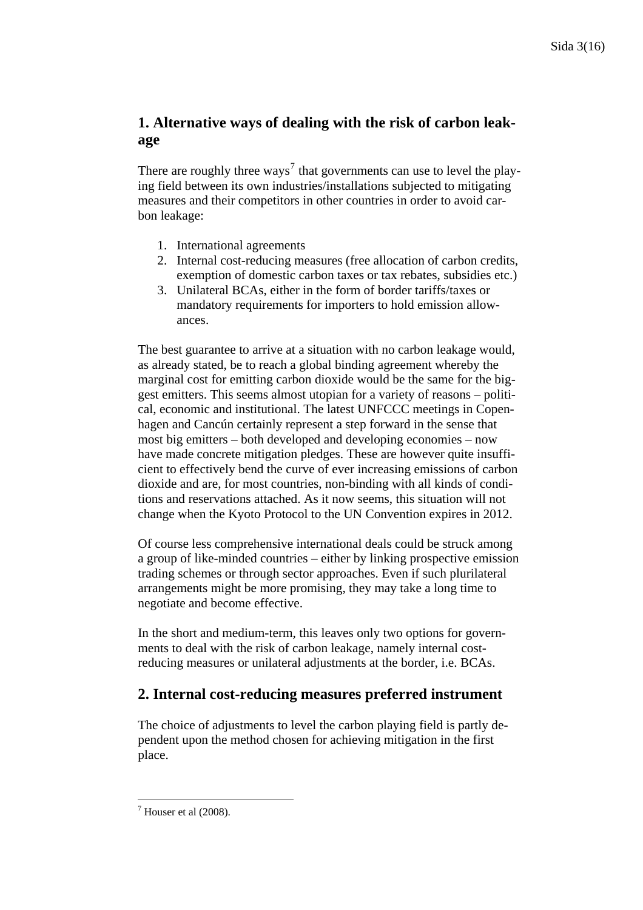## 1. Alternative ways of dealing with the risk of carbon leakage

There are roughly three ways[7] that governments can use to level the playing field between its own industries/installations subjected to mitigating measures and their competitors in other countries in order to avoid carbon leakage:

1. International agreements
2. Internal cost-reducing measures (free allocation of carbon credits, exemption of domestic carbon taxes or tax rebates, subsidies etc.)
3. Unilateral BCAs, either in the form of border tariffs/taxes or mandatory requirements for importers to hold emission allowances.

The best guarantee to arrive at a situation with no carbon leakage would, as already stated, be to reach a global binding agreement whereby the marginal cost for emitting carbon dioxide would be the same for the biggest emitters. This seems almost utopian for a variety of reasons – political, economic and institutional. The latest UNFCCC meetings in Copenhagen and Cancún certainly represent a step forward in the sense that most big emitters – both developed and developing economies – now have made concrete mitigation pledges. These are however quite insufficient to effectively bend the curve of ever increasing emissions of carbon dioxide and are, for most countries, non-binding with all kinds of conditions and reservations attached. As it now seems, this situation will not change when the Kyoto Protocol to the UN Convention expires in 2012.

Of course less comprehensive international deals could be struck among a group of like-minded countries – either by linking prospective emission trading schemes or through sector approaches. Even if such plurilateral arrangements might be more promising, they may take a long time to negotiate and become effective.

In the short and medium-term, this leaves only two options for governments to deal with the risk of carbon leakage, namely internal cost-reducing measures or unilateral adjustments at the border, i.e. BCAs.

## 2. Internal cost-reducing measures preferred instrument

The choice of adjustments to level the carbon playing field is partly dependent upon the method chosen for achieving mitigation in the first place.

---

[7] Houser et al (2008).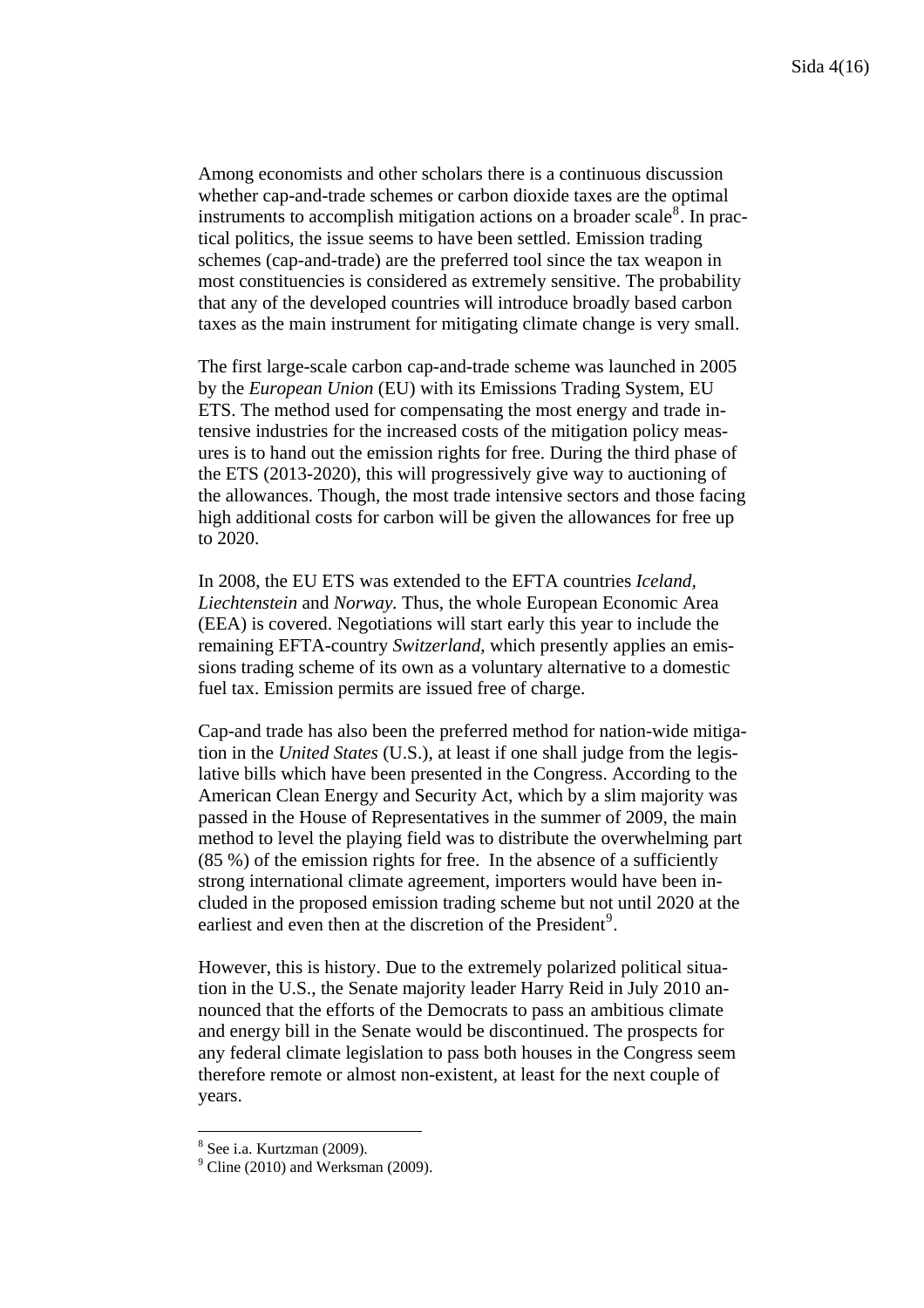Among economists and other scholars there is a continuous discussion whether cap-and-trade schemes or carbon dioxide taxes are the optimal instruments to accomplish mitigation actions on a broader scale[8]. In practical politics, the issue seems to have been settled. Emission trading schemes (cap-and-trade) are the preferred tool since the tax weapon in most constituencies is considered as extremely sensitive. The probability that any of the developed countries will introduce broadly based carbon taxes as the main instrument for mitigating climate change is very small.

The first large-scale carbon cap-and-trade scheme was launched in 2005 by the *European Union* (EU) with its Emissions Trading System, EU ETS. The method used for compensating the most energy and trade intensive industries for the increased costs of the mitigation policy measures is to hand out the emission rights for free. During the third phase of the ETS (2013-2020), this will progressively give way to auctioning of the allowances. Though, the most trade intensive sectors and those facing high additional costs for carbon will be given the allowances for free up to 2020.

In 2008, the EU ETS was extended to the EFTA countries *Iceland*, *Liechtenstein* and *Norway*. Thus, the whole European Economic Area (EEA) is covered. Negotiations will start early this year to include the remaining EFTA-country *Switzerland*, which presently applies an emissions trading scheme of its own as a voluntary alternative to a domestic fuel tax. Emission permits are issued free of charge.

Cap-and trade has also been the preferred method for nation-wide mitigation in the *United States* (U.S.), at least if one shall judge from the legislative bills which have been presented in the Congress. According to the American Clean Energy and Security Act, which by a slim majority was passed in the House of Representatives in the summer of 2009, the main method to level the playing field was to distribute the overwhelming part (85 %) of the emission rights for free. In the absence of a sufficiently strong international climate agreement, importers would have been included in the proposed emission trading scheme but not until 2020 at the earliest and even then at the discretion of the President[9].

However, this is history. Due to the extremely polarized political situation in the U.S., the Senate majority leader Harry Reid in July 2010 announced that the efforts of the Democrats to pass an ambitious climate and energy bill in the Senate would be discontinued. The prospects for any federal climate legislation to pass both houses in the Congress seem therefore remote or almost non-existent, at least for the next couple of years.

---

[8] See i.a. Kurtzman (2009).

[9] Cline (2010) and Werksman (2009).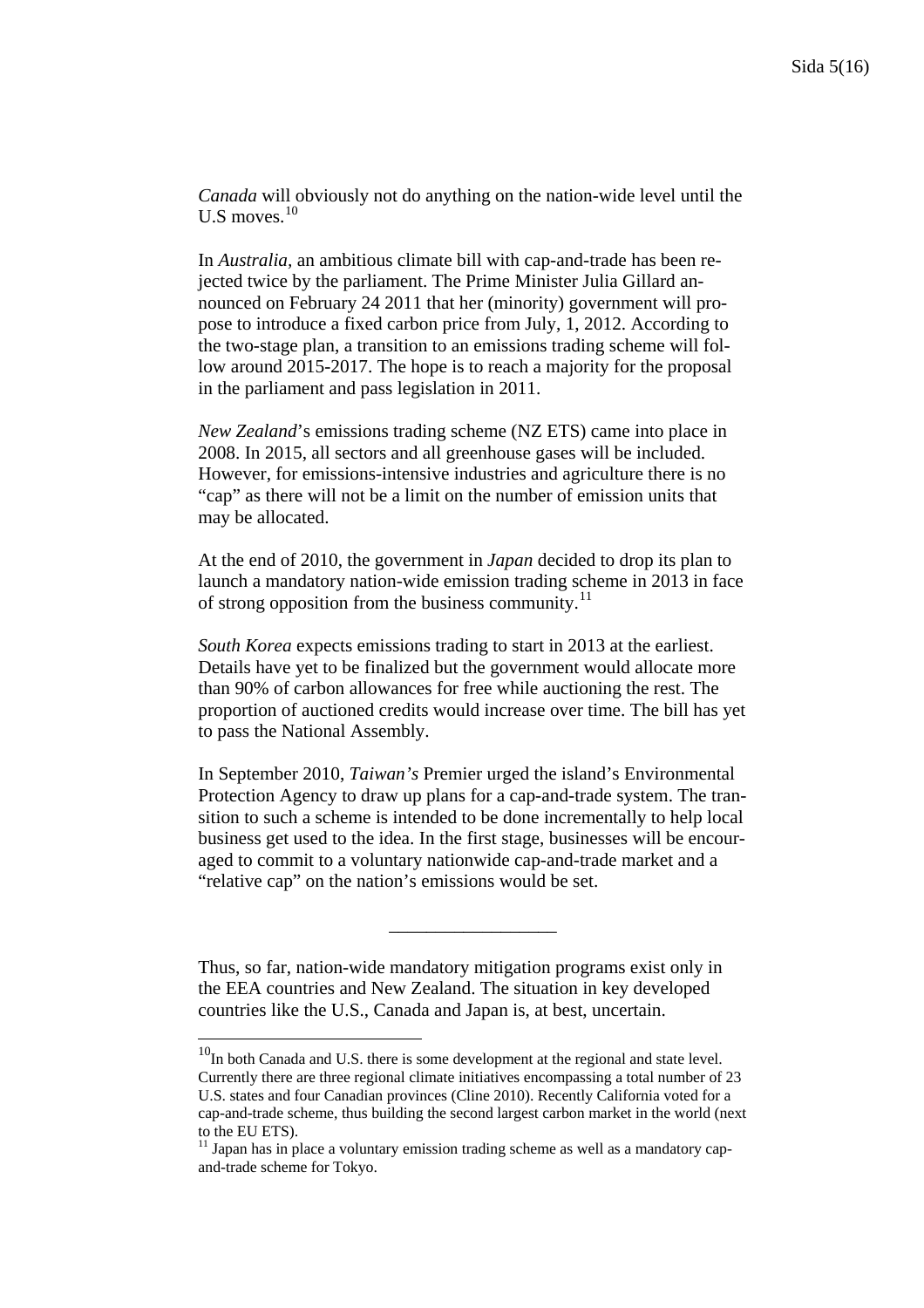*Canada* will obviously not do anything on the nation-wide level until the U.S moves.[10]

In *Australia*, an ambitious climate bill with cap-and-trade has been rejected twice by the parliament. The Prime Minister Julia Gillard announced on February 24 2011 that her (minority) government will propose to introduce a fixed carbon price from July, 1, 2012. According to the two-stage plan, a transition to an emissions trading scheme will follow around 2015-2017. The hope is to reach a majority for the proposal in the parliament and pass legislation in 2011.

*New Zealand*'s emissions trading scheme (NZ ETS) came into place in 2008. In 2015, all sectors and all greenhouse gases will be included. However, for emissions-intensive industries and agriculture there is no "cap" as there will not be a limit on the number of emission units that may be allocated.

At the end of 2010, the government in *Japan* decided to drop its plan to launch a mandatory nation-wide emission trading scheme in 2013 in face of strong opposition from the business community.[11]

*South Korea* expects emissions trading to start in 2013 at the earliest. Details have yet to be finalized but the government would allocate more than 90% of carbon allowances for free while auctioning the rest. The proportion of auctioned credits would increase over time. The bill has yet to pass the National Assembly.

In September 2010, *Taiwan's* Premier urged the island's Environmental Protection Agency to draw up plans for a cap-and-trade system. The transition to such a scheme is intended to be done incrementally to help local business get used to the idea. In the first stage, businesses will be encouraged to commit to a voluntary nationwide cap-and-trade market and a "relative cap" on the nation's emissions would be set.

---

Thus, so far, nation-wide mandatory mitigation programs exist only in the EEA countries and New Zealand. The situation in key developed countries like the U.S., Canada and Japan is, at best, uncertain.

[10] In both Canada and U.S. there is some development at the regional and state level. Currently there are three regional climate initiatives encompassing a total number of 23 U.S. states and four Canadian provinces (Cline 2010). Recently California voted for a cap-and-trade scheme, thus building the second largest carbon market in the world (next to the EU ETS).

[11] Japan has in place a voluntary emission trading scheme as well as a mandatory cap-and-trade scheme for Tokyo.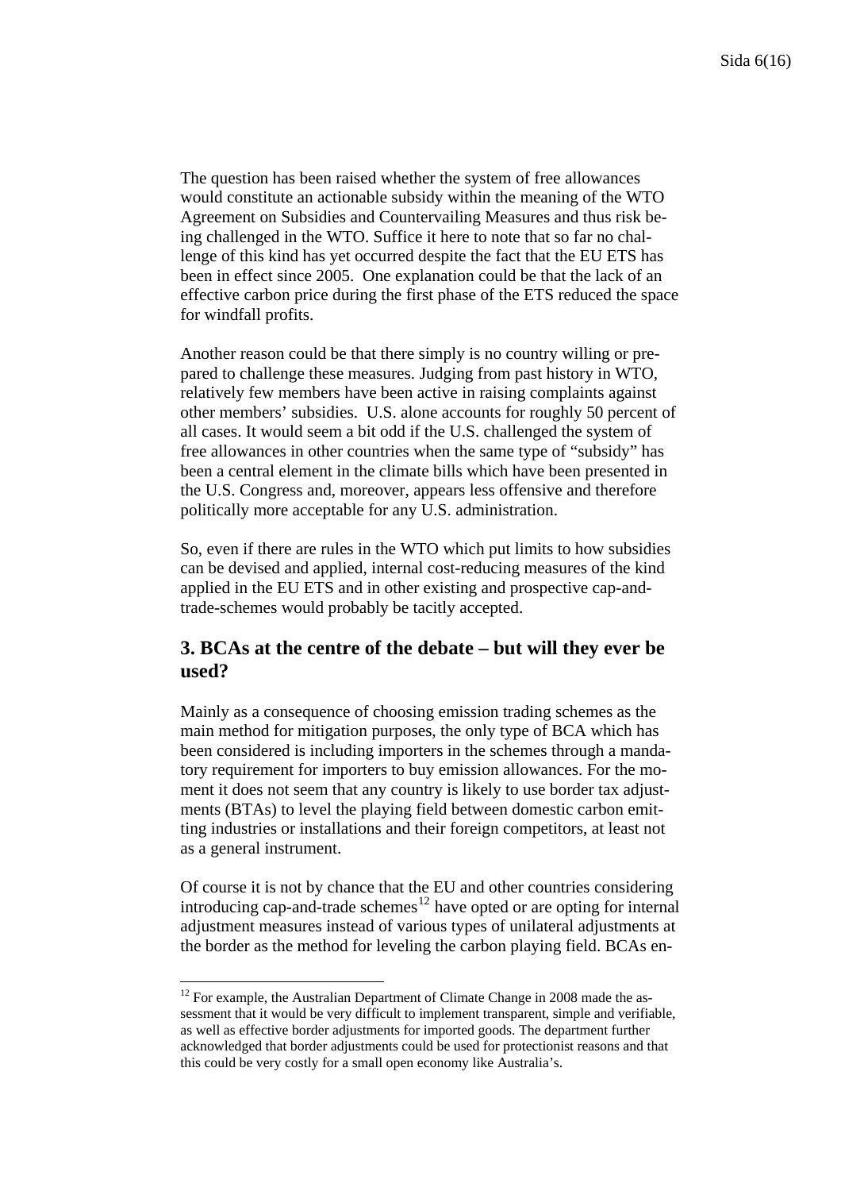The question has been raised whether the system of free allowances would constitute an actionable subsidy within the meaning of the WTO Agreement on Subsidies and Countervailing Measures and thus risk being challenged in the WTO. Suffice it here to note that so far no challenge of this kind has yet occurred despite the fact that the EU ETS has been in effect since 2005. One explanation could be that the lack of an effective carbon price during the first phase of the ETS reduced the space for windfall profits.

Another reason could be that there simply is no country willing or prepared to challenge these measures. Judging from past history in WTO, relatively few members have been active in raising complaints against other members' subsidies. U.S. alone accounts for roughly 50 percent of all cases. It would seem a bit odd if the U.S. challenged the system of free allowances in other countries when the same type of "subsidy" has been a central element in the climate bills which have been presented in the U.S. Congress and, moreover, appears less offensive and therefore politically more acceptable for any U.S. administration.

So, even if there are rules in the WTO which put limits to how subsidies can be devised and applied, internal cost-reducing measures of the kind applied in the EU ETS and in other existing and prospective cap-and-trade-schemes would probably be tacitly accepted.

## 3. BCAs at the centre of the debate – but will they ever be used?

Mainly as a consequence of choosing emission trading schemes as the main method for mitigation purposes, the only type of BCA which has been considered is including importers in the schemes through a mandatory requirement for importers to buy emission allowances. For the moment it does not seem that any country is likely to use border tax adjustments (BTAs) to level the playing field between domestic carbon emitting industries or installations and their foreign competitors, at least not as a general instrument.

Of course it is not by chance that the EU and other countries considering introducing cap-and-trade schemes[12] have opted or are opting for internal adjustment measures instead of various types of unilateral adjustments at the border as the method for leveling the carbon playing field. BCAs en-

[12] For example, the Australian Department of Climate Change in 2008 made the assessment that it would be very difficult to implement transparent, simple and verifiable, as well as effective border adjustments for imported goods. The department further acknowledged that border adjustments could be used for protectionist reasons and that this could be very costly for a small open economy like Australia's.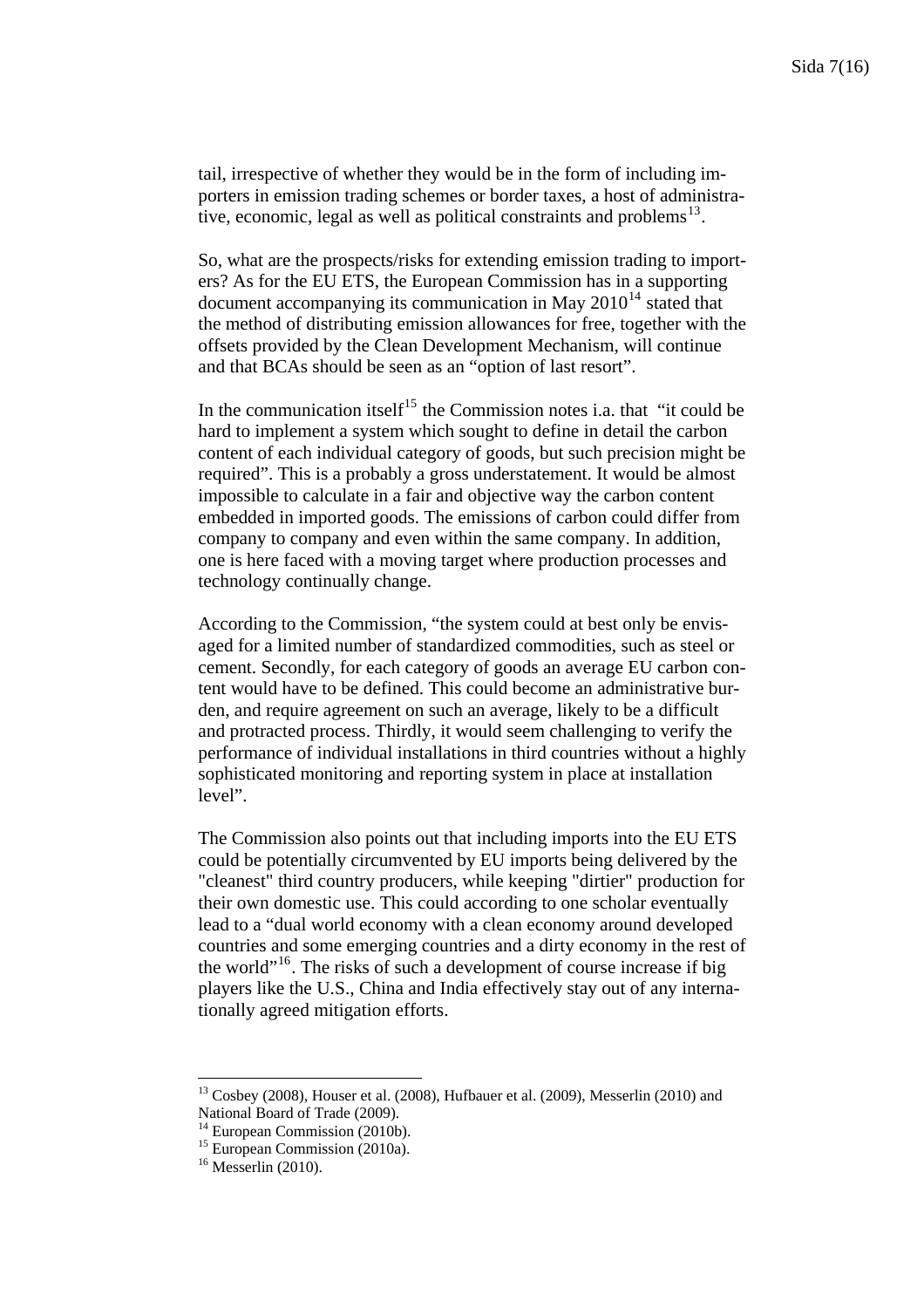tail, irrespective of whether they would be in the form of including importers in emission trading schemes or border taxes, a host of administrative, economic, legal as well as political constraints and problems[13].

So, what are the prospects/risks for extending emission trading to importers? As for the EU ETS, the European Commission has in a supporting document accompanying its communication in May 2010[14] stated that the method of distributing emission allowances for free, together with the offsets provided by the Clean Development Mechanism, will continue and that BCAs should be seen as an "option of last resort".

In the communication itself[15] the Commission notes i.a. that "it could be hard to implement a system which sought to define in detail the carbon content of each individual category of goods, but such precision might be required". This is a probably a gross understatement. It would be almost impossible to calculate in a fair and objective way the carbon content embedded in imported goods. The emissions of carbon could differ from company to company and even within the same company. In addition, one is here faced with a moving target where production processes and technology continually change.

According to the Commission, "the system could at best only be envisaged for a limited number of standardized commodities, such as steel or cement. Secondly, for each category of goods an average EU carbon content would have to be defined. This could become an administrative burden, and require agreement on such an average, likely to be a difficult and protracted process. Thirdly, it would seem challenging to verify the performance of individual installations in third countries without a highly sophisticated monitoring and reporting system in place at installation level".

The Commission also points out that including imports into the EU ETS could be potentially circumvented by EU imports being delivered by the "cleanest" third country producers, while keeping "dirtier" production for their own domestic use. This could according to one scholar eventually lead to a "dual world economy with a clean economy around developed countries and some emerging countries and a dirty economy in the rest of the world"[16]. The risks of such a development of course increase if big players like the U.S., China and India effectively stay out of any internationally agreed mitigation efforts.

---

[13] Cosbey (2008), Houser et al. (2008), Hufbauer et al. (2009), Messerlin (2010) and National Board of Trade (2009).
[14] European Commission (2010b).
[15] European Commission (2010a).
[16] Messerlin (2010).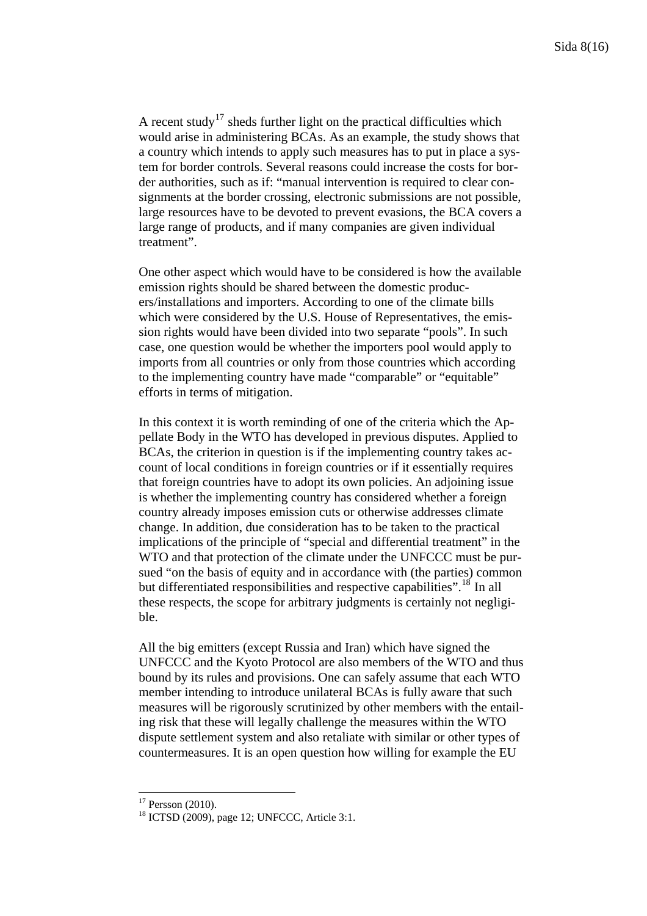A recent study[17] sheds further light on the practical difficulties which would arise in administering BCAs. As an example, the study shows that a country which intends to apply such measures has to put in place a system for border controls. Several reasons could increase the costs for border authorities, such as if: "manual intervention is required to clear consignments at the border crossing, electronic submissions are not possible, large resources have to be devoted to prevent evasions, the BCA covers a large range of products, and if many companies are given individual treatment".

One other aspect which would have to be considered is how the available emission rights should be shared between the domestic producers/installations and importers. According to one of the climate bills which were considered by the U.S. House of Representatives, the emission rights would have been divided into two separate "pools". In such case, one question would be whether the importers pool would apply to imports from all countries or only from those countries which according to the implementing country have made "comparable" or "equitable" efforts in terms of mitigation.

In this context it is worth reminding of one of the criteria which the Appellate Body in the WTO has developed in previous disputes. Applied to BCAs, the criterion in question is if the implementing country takes account of local conditions in foreign countries or if it essentially requires that foreign countries have to adopt its own policies. An adjoining issue is whether the implementing country has considered whether a foreign country already imposes emission cuts or otherwise addresses climate change. In addition, due consideration has to be taken to the practical implications of the principle of "special and differential treatment" in the WTO and that protection of the climate under the UNFCCC must be pursued "on the basis of equity and in accordance with (the parties) common but differentiated responsibilities and respective capabilities".[18] In all these respects, the scope for arbitrary judgments is certainly not negligible.

All the big emitters (except Russia and Iran) which have signed the UNFCCC and the Kyoto Protocol are also members of the WTO and thus bound by its rules and provisions. One can safely assume that each WTO member intending to introduce unilateral BCAs is fully aware that such measures will be rigorously scrutinized by other members with the entailing risk that these will legally challenge the measures within the WTO dispute settlement system and also retaliate with similar or other types of countermeasures. It is an open question how willing for example the EU

---

[17] Persson (2010).

[18] ICTSD (2009), page 12; UNFCCC, Article 3:1.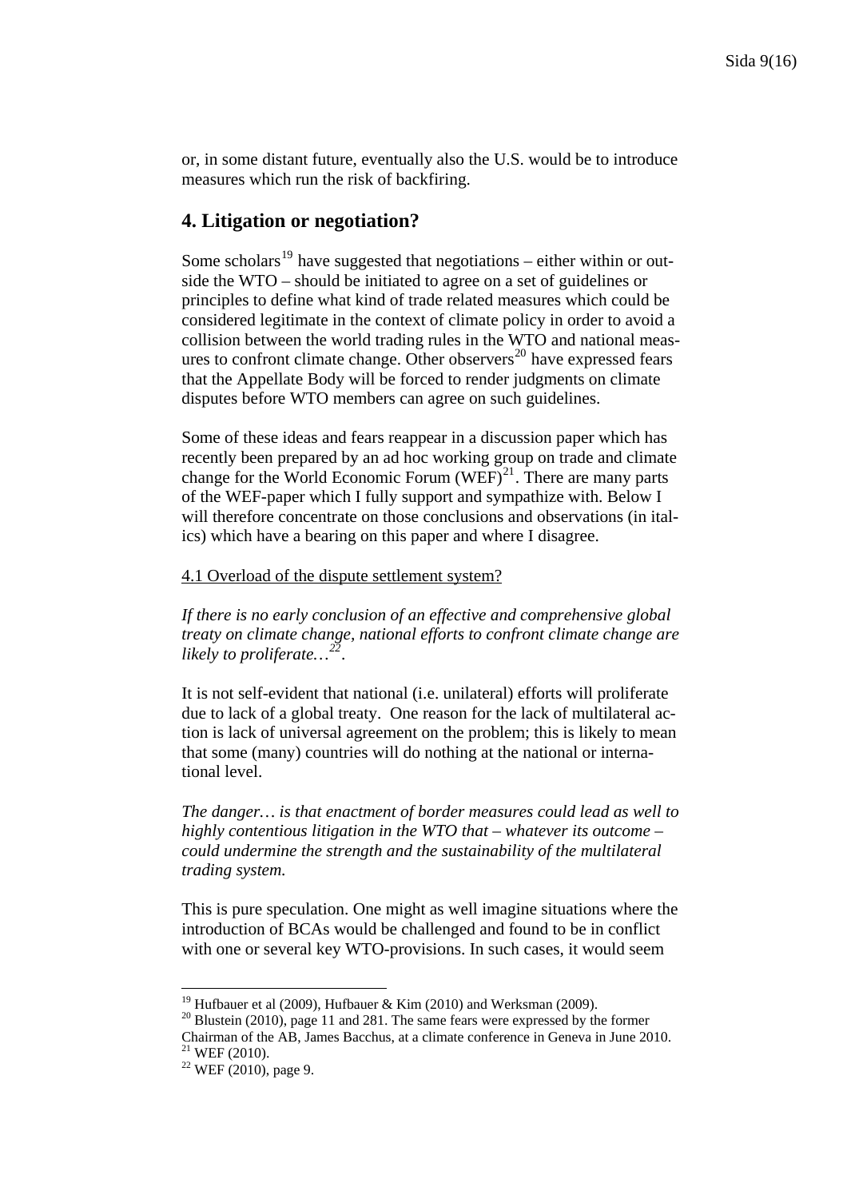or, in some distant future, eventually also the U.S. would be to introduce measures which run the risk of backfiring.

## 4. Litigation or negotiation?

Some scholars[19] have suggested that negotiations – either within or outside the WTO – should be initiated to agree on a set of guidelines or principles to define what kind of trade related measures which could be considered legitimate in the context of climate policy in order to avoid a collision between the world trading rules in the WTO and national measures to confront climate change. Other observers[20] have expressed fears that the Appellate Body will be forced to render judgments on climate disputes before WTO members can agree on such guidelines.

Some of these ideas and fears reappear in a discussion paper which has recently been prepared by an ad hoc working group on trade and climate change for the World Economic Forum (WEF)[21]. There are many parts of the WEF-paper which I fully support and sympathize with. Below I will therefore concentrate on those conclusions and observations (in italics) which have a bearing on this paper and where I disagree.

4.1 Overload of the dispute settlement system?

*If there is no early conclusion of an effective and comprehensive global treaty on climate change, national efforts to confront climate change are likely to proliferate…*[22].

It is not self-evident that national (i.e. unilateral) efforts will proliferate due to lack of a global treaty. One reason for the lack of multilateral action is lack of universal agreement on the problem; this is likely to mean that some (many) countries will do nothing at the national or international level.

*The danger… is that enactment of border measures could lead as well to highly contentious litigation in the WTO that – whatever its outcome – could undermine the strength and the sustainability of the multilateral trading system.*

This is pure speculation. One might as well imagine situations where the introduction of BCAs would be challenged and found to be in conflict with one or several key WTO-provisions. In such cases, it would seem

---

[19] Hufbauer et al (2009), Hufbauer & Kim (2010) and Werksman (2009).

[20] Blustein (2010), page 11 and 281. The same fears were expressed by the former Chairman of the AB, James Bacchus, at a climate conference in Geneva in June 2010.

[21] WEF (2010).

[22] WEF (2010), page 9.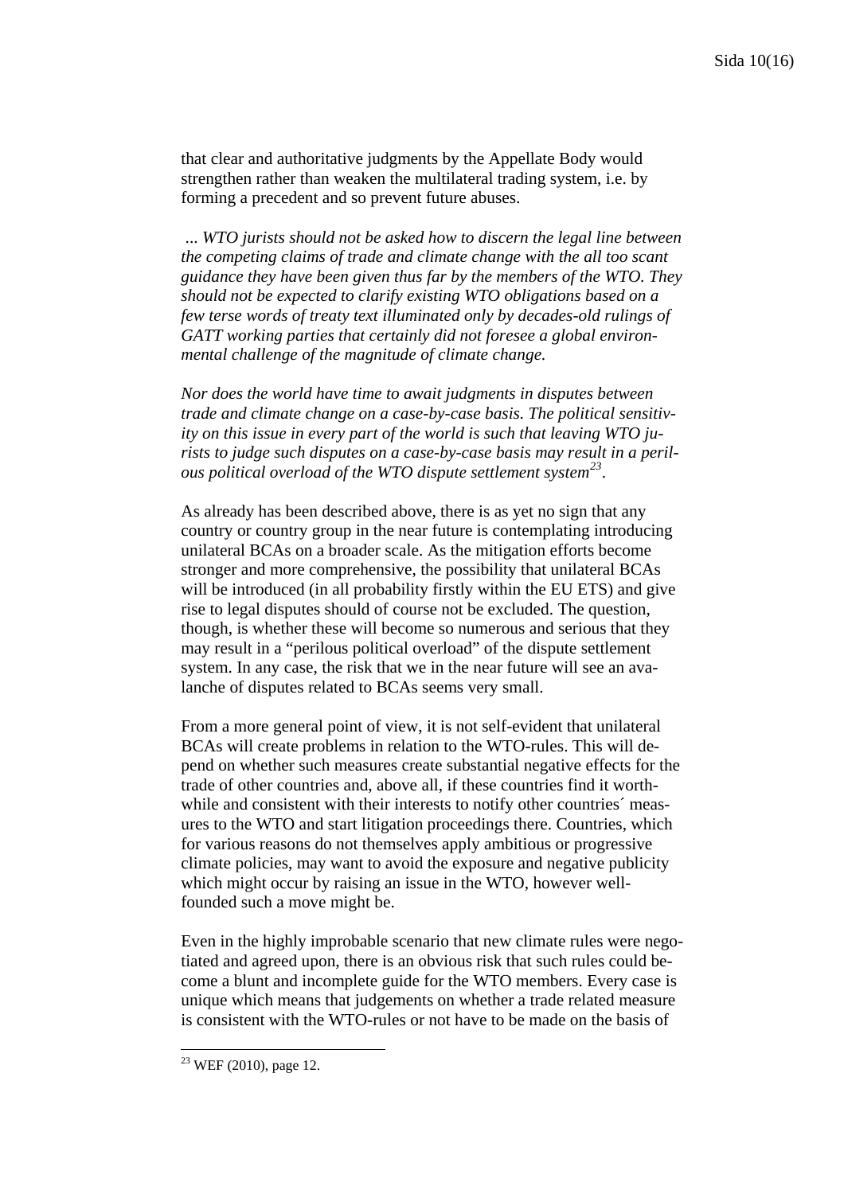that clear and authoritative judgments by the Appellate Body would strengthen rather than weaken the multilateral trading system, i.e. by forming a precedent and so prevent future abuses.

*... WTO jurists should not be asked how to discern the legal line between the competing claims of trade and climate change with the all too scant guidance they have been given thus far by the members of the WTO. They should not be expected to clarify existing WTO obligations based on a few terse words of treaty text illuminated only by decades-old rulings of GATT working parties that certainly did not foresee a global environmental challenge of the magnitude of climate change.*

*Nor does the world have time to await judgments in disputes between trade and climate change on a case-by-case basis. The political sensitivity on this issue in every part of the world is such that leaving WTO jurists to judge such disputes on a case-by-case basis may result in a perilous political overload of the WTO dispute settlement system*[23].

As already has been described above, there is as yet no sign that any country or country group in the near future is contemplating introducing unilateral BCAs on a broader scale. As the mitigation efforts become stronger and more comprehensive, the possibility that unilateral BCAs will be introduced (in all probability firstly within the EU ETS) and give rise to legal disputes should of course not be excluded. The question, though, is whether these will become so numerous and serious that they may result in a "perilous political overload" of the dispute settlement system. In any case, the risk that we in the near future will see an avalanche of disputes related to BCAs seems very small.

From a more general point of view, it is not self-evident that unilateral BCAs will create problems in relation to the WTO-rules. This will depend on whether such measures create substantial negative effects for the trade of other countries and, above all, if these countries find it worthwhile and consistent with their interests to notify other countries´ measures to the WTO and start litigation proceedings there. Countries, which for various reasons do not themselves apply ambitious or progressive climate policies, may want to avoid the exposure and negative publicity which might occur by raising an issue in the WTO, however well-founded such a move might be.

Even in the highly improbable scenario that new climate rules were negotiated and agreed upon, there is an obvious risk that such rules could become a blunt and incomplete guide for the WTO members. Every case is unique which means that judgements on whether a trade related measure is consistent with the WTO-rules or not have to be made on the basis of

[23] WEF (2010), page 12.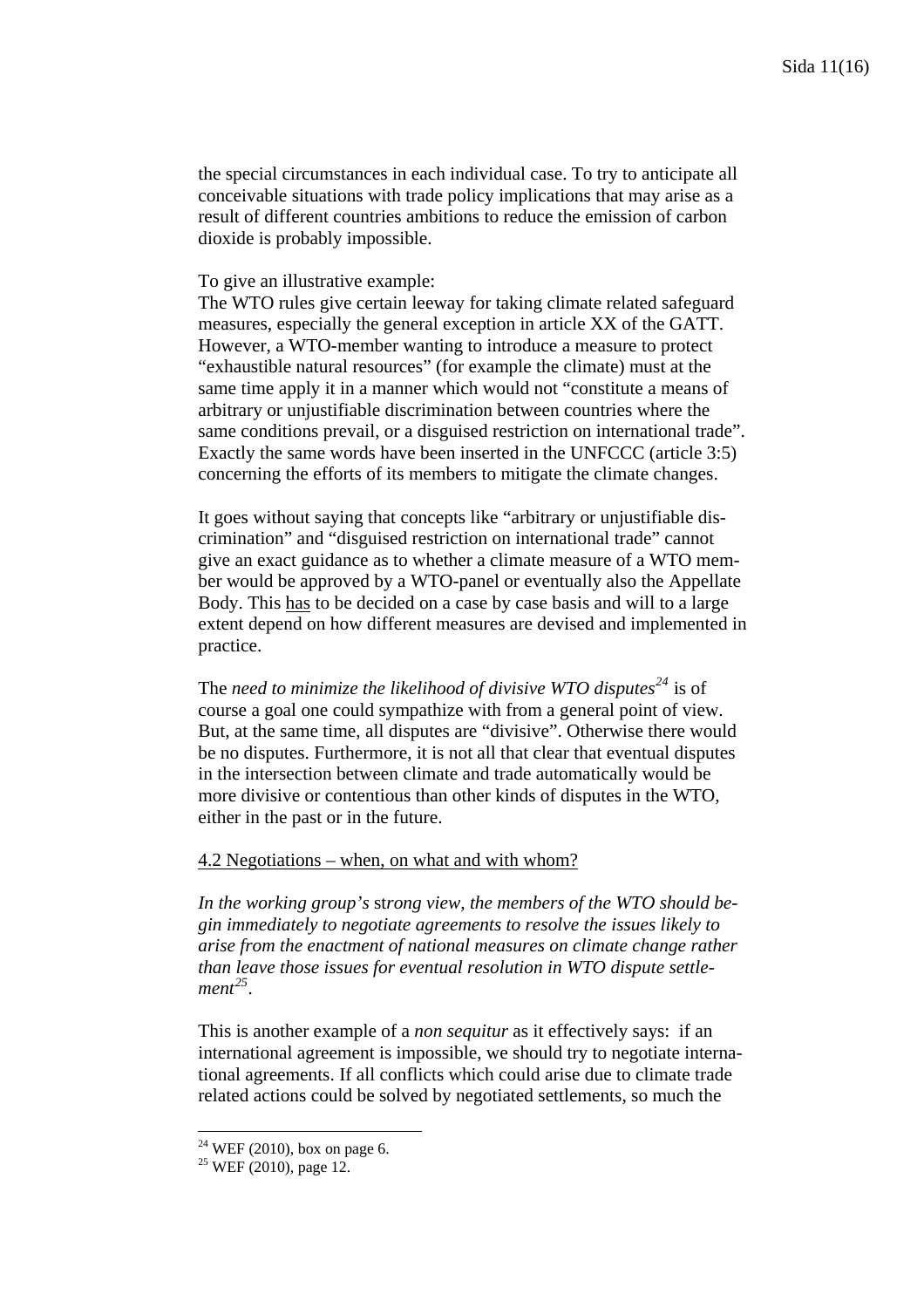the special circumstances in each individual case. To try to anticipate all conceivable situations with trade policy implications that may arise as a result of different countries ambitions to reduce the emission of carbon dioxide is probably impossible.

To give an illustrative example:
The WTO rules give certain leeway for taking climate related safeguard measures, especially the general exception in article XX of the GATT. However, a WTO-member wanting to introduce a measure to protect "exhaustible natural resources" (for example the climate) must at the same time apply it in a manner which would not "constitute a means of arbitrary or unjustifiable discrimination between countries where the same conditions prevail, or a disguised restriction on international trade". Exactly the same words have been inserted in the UNFCCC (article 3:5) concerning the efforts of its members to mitigate the climate changes.

It goes without saying that concepts like "arbitrary or unjustifiable discrimination" and "disguised restriction on international trade" cannot give an exact guidance as to whether a climate measure of a WTO member would be approved by a WTO-panel or eventually also the Appellate Body. This <u>has</u> to be decided on a case by case basis and will to a large extent depend on how different measures are devised and implemented in practice.

The *need to minimize the likelihood of divisive WTO disputes*[24] is of course a goal one could sympathize with from a general point of view. But, at the same time, all disputes are "divisive". Otherwise there would be no disputes. Furthermore, it is not all that clear that eventual disputes in the intersection between climate and trade automatically would be more divisive or contentious than other kinds of disputes in the WTO, either in the past or in the future.

<u>4.2 Negotiations – when, on what and with whom?</u>

*In the working group's strong view, the members of the WTO should begin immediately to negotiate agreements to resolve the issues likely to arise from the enactment of national measures on climate change rather than leave those issues for eventual resolution in WTO dispute settlement*[25].

This is another example of a *non sequitur* as it effectively says: if an international agreement is impossible, we should try to negotiate international agreements. If all conflicts which could arise due to climate trade related actions could be solved by negotiated settlements, so much the

[24] WEF (2010), box on page 6.
[25] WEF (2010), page 12.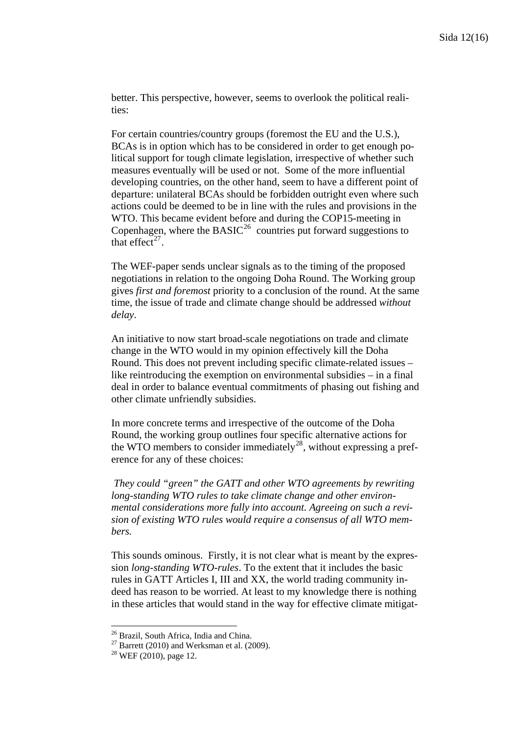better. This perspective, however, seems to overlook the political realities:

For certain countries/country groups (foremost the EU and the U.S.), BCAs is in option which has to be considered in order to get enough political support for tough climate legislation, irrespective of whether such measures eventually will be used or not. Some of the more influential developing countries, on the other hand, seem to have a different point of departure: unilateral BCAs should be forbidden outright even where such actions could be deemed to be in line with the rules and provisions in the WTO. This became evident before and during the COP15-meeting in Copenhagen, where the BASIC[26] countries put forward suggestions to that effect[27].

The WEF-paper sends unclear signals as to the timing of the proposed negotiations in relation to the ongoing Doha Round. The Working group gives *first and foremost* priority to a conclusion of the round. At the same time, the issue of trade and climate change should be addressed *without delay*.

An initiative to now start broad-scale negotiations on trade and climate change in the WTO would in my opinion effectively kill the Doha Round. This does not prevent including specific climate-related issues – like reintroducing the exemption on environmental subsidies – in a final deal in order to balance eventual commitments of phasing out fishing and other climate unfriendly subsidies.

In more concrete terms and irrespective of the outcome of the Doha Round, the working group outlines four specific alternative actions for the WTO members to consider immediately[28], without expressing a preference for any of these choices:

*They could "green" the GATT and other WTO agreements by rewriting long-standing WTO rules to take climate change and other environmental considerations more fully into account. Agreeing on such a revision of existing WTO rules would require a consensus of all WTO members.*

This sounds ominous. Firstly, it is not clear what is meant by the expression *long-standing WTO-rules*. To the extent that it includes the basic rules in GATT Articles I, III and XX, the world trading community indeed has reason to be worried. At least to my knowledge there is nothing in these articles that would stand in the way for effective climate mitigat-

[26] Brazil, South Africa, India and China.
[27] Barrett (2010) and Werksman et al. (2009).
[28] WEF (2010), page 12.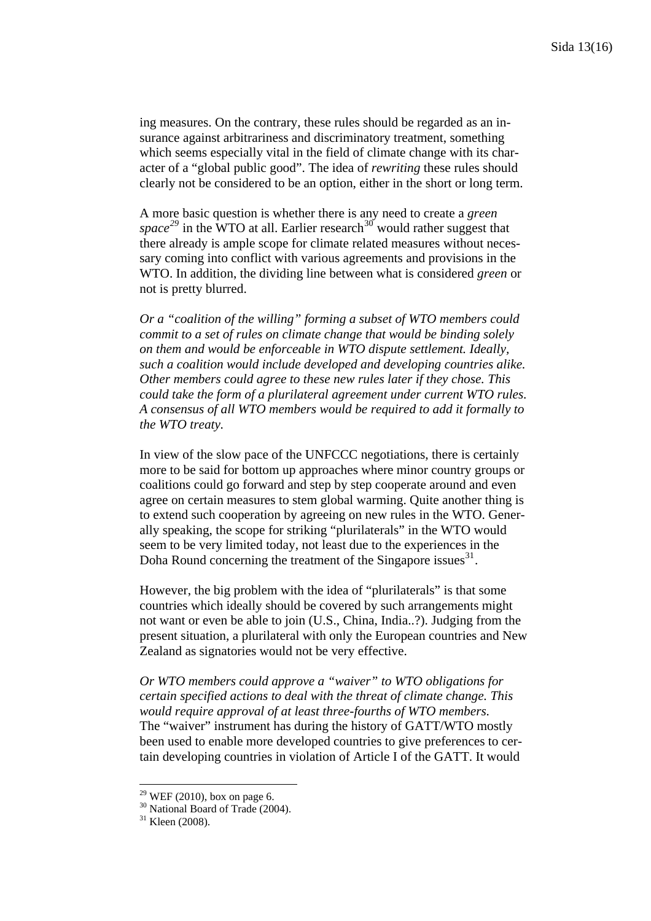ing measures. On the contrary, these rules should be regarded as an insurance against arbitrariness and discriminatory treatment, something which seems especially vital in the field of climate change with its character of a "global public good". The idea of *rewriting* these rules should clearly not be considered to be an option, either in the short or long term.

A more basic question is whether there is any need to create a *green space*[29] in the WTO at all. Earlier research[30] would rather suggest that there already is ample scope for climate related measures without necessary coming into conflict with various agreements and provisions in the WTO. In addition, the dividing line between what is considered *green* or not is pretty blurred.

*Or a "coalition of the willing" forming a subset of WTO members could commit to a set of rules on climate change that would be binding solely on them and would be enforceable in WTO dispute settlement. Ideally, such a coalition would include developed and developing countries alike. Other members could agree to these new rules later if they chose. This could take the form of a plurilateral agreement under current WTO rules. A consensus of all WTO members would be required to add it formally to the WTO treaty.*

In view of the slow pace of the UNFCCC negotiations, there is certainly more to be said for bottom up approaches where minor country groups or coalitions could go forward and step by step cooperate around and even agree on certain measures to stem global warming. Quite another thing is to extend such cooperation by agreeing on new rules in the WTO. Generally speaking, the scope for striking "plurilaterals" in the WTO would seem to be very limited today, not least due to the experiences in the Doha Round concerning the treatment of the Singapore issues[31].

However, the big problem with the idea of "plurilaterals" is that some countries which ideally should be covered by such arrangements might not want or even be able to join (U.S., China, India..?). Judging from the present situation, a plurilateral with only the European countries and New Zealand as signatories would not be very effective.

*Or WTO members could approve a "waiver" to WTO obligations for certain specified actions to deal with the threat of climate change. This would require approval of at least three-fourths of WTO members.*
The "waiver" instrument has during the history of GATT/WTO mostly been used to enable more developed countries to give preferences to certain developing countries in violation of Article I of the GATT. It would

---

[29] WEF (2010), box on page 6.
[30] National Board of Trade (2004).
[31] Kleen (2008).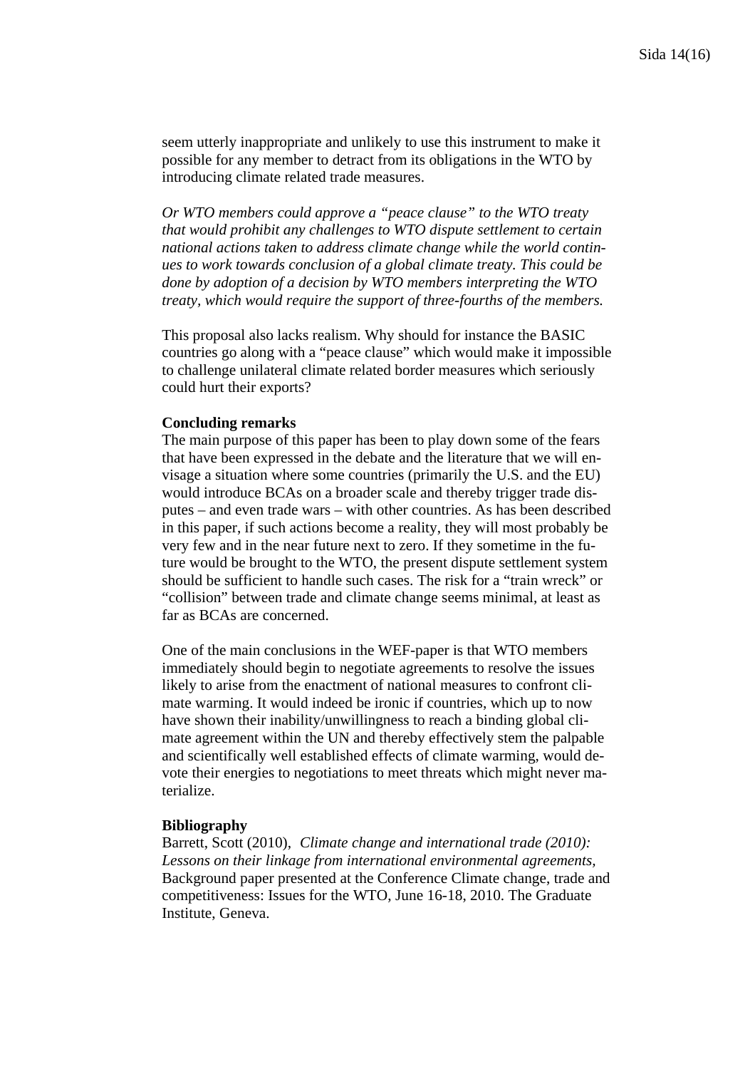seem utterly inappropriate and unlikely to use this instrument to make it possible for any member to detract from its obligations in the WTO by introducing climate related trade measures.

*Or WTO members could approve a "peace clause" to the WTO treaty that would prohibit any challenges to WTO dispute settlement to certain national actions taken to address climate change while the world continues to work towards conclusion of a global climate treaty. This could be done by adoption of a decision by WTO members interpreting the WTO treaty, which would require the support of three-fourths of the members.*

This proposal also lacks realism. Why should for instance the BASIC countries go along with a "peace clause" which would make it impossible to challenge unilateral climate related border measures which seriously could hurt their exports?

**Concluding remarks**

The main purpose of this paper has been to play down some of the fears that have been expressed in the debate and the literature that we will envisage a situation where some countries (primarily the U.S. and the EU) would introduce BCAs on a broader scale and thereby trigger trade disputes – and even trade wars – with other countries. As has been described in this paper, if such actions become a reality, they will most probably be very few and in the near future next to zero. If they sometime in the future would be brought to the WTO, the present dispute settlement system should be sufficient to handle such cases. The risk for a "train wreck" or "collision" between trade and climate change seems minimal, at least as far as BCAs are concerned.

One of the main conclusions in the WEF-paper is that WTO members immediately should begin to negotiate agreements to resolve the issues likely to arise from the enactment of national measures to confront climate warming. It would indeed be ironic if countries, which up to now have shown their inability/unwillingness to reach a binding global climate agreement within the UN and thereby effectively stem the palpable and scientifically well established effects of climate warming, would devote their energies to negotiations to meet threats which might never materialize.

**Bibliography**

Barrett, Scott (2010), *Climate change and international trade (2010): Lessons on their linkage from international environmental agreements,* Background paper presented at the Conference Climate change, trade and competitiveness: Issues for the WTO, June 16-18, 2010. The Graduate Institute, Geneva.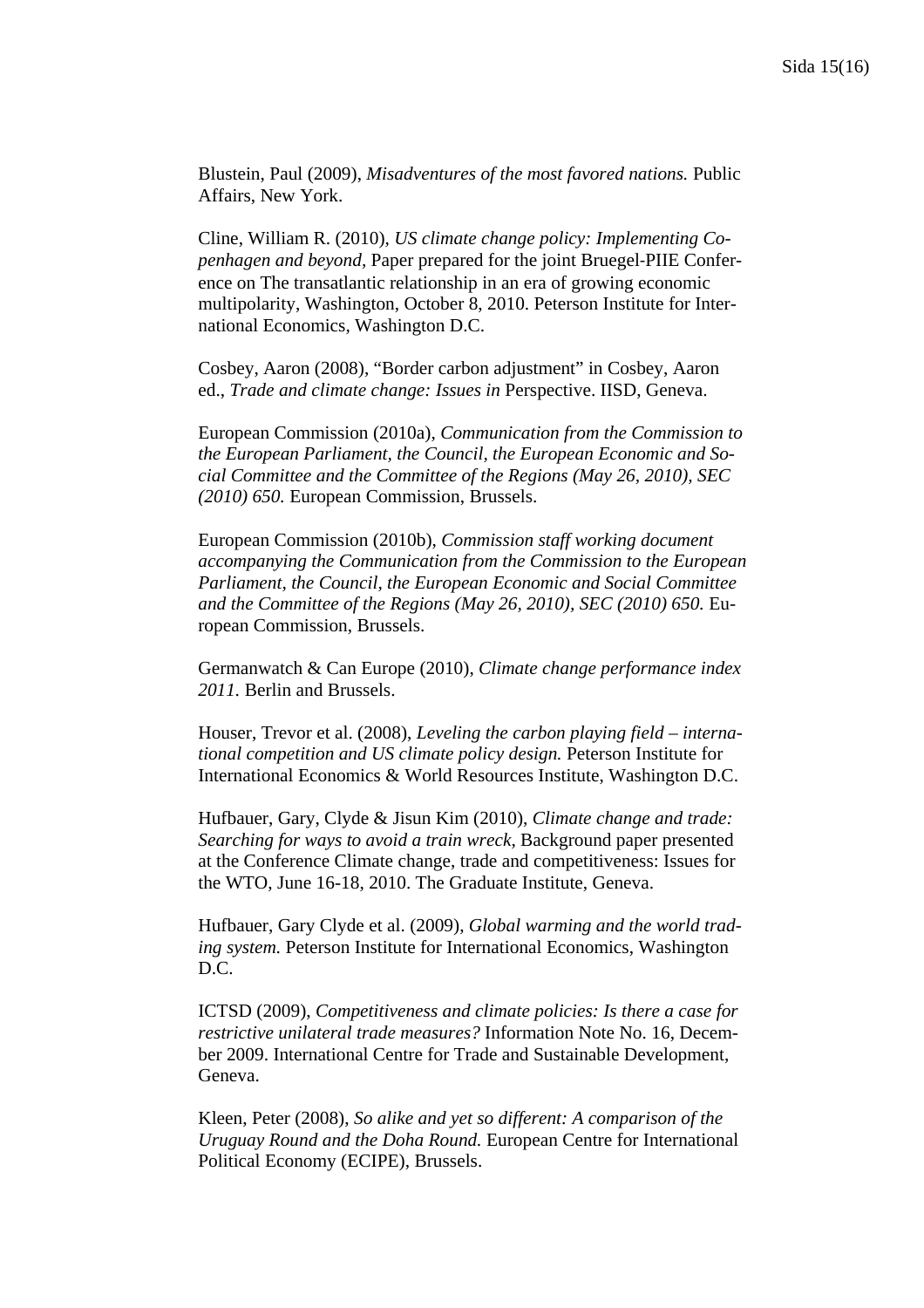Blustein, Paul (2009), *Misadventures of the most favored nations.* Public Affairs, New York.

Cline, William R. (2010), *US climate change policy: Implementing Copenhagen and beyond*, Paper prepared for the joint Bruegel-PIIE Conference on The transatlantic relationship in an era of growing economic multipolarity, Washington, October 8, 2010. Peterson Institute for International Economics, Washington D.C.

Cosbey, Aaron (2008), "Border carbon adjustment" in Cosbey, Aaron ed., *Trade and climate change: Issues in* Perspective. IISD, Geneva.

European Commission (2010a), *Communication from the Commission to the European Parliament, the Council, the European Economic and Social Committee and the Committee of the Regions (May 26, 2010), SEC (2010) 650.* European Commission, Brussels.

European Commission (2010b), *Commission staff working document accompanying the Communication from the Commission to the European Parliament, the Council, the European Economic and Social Committee and the Committee of the Regions (May 26, 2010), SEC (2010) 650.* European Commission, Brussels.

Germanwatch & Can Europe (2010), *Climate change performance index 2011.* Berlin and Brussels.

Houser, Trevor et al. (2008), *Leveling the carbon playing field – international competition and US climate policy design.* Peterson Institute for International Economics & World Resources Institute, Washington D.C.

Hufbauer, Gary, Clyde & Jisun Kim (2010), *Climate change and trade: Searching for ways to avoid a train wreck*, Background paper presented at the Conference Climate change, trade and competitiveness: Issues for the WTO, June 16-18, 2010. The Graduate Institute, Geneva.

Hufbauer, Gary Clyde et al. (2009), *Global warming and the world trading system.* Peterson Institute for International Economics, Washington D.C.

ICTSD (2009), *Competitiveness and climate policies: Is there a case for restrictive unilateral trade measures?* Information Note No. 16, December 2009. International Centre for Trade and Sustainable Development, Geneva.

Kleen, Peter (2008), *So alike and yet so different: A comparison of the Uruguay Round and the Doha Round.* European Centre for International Political Economy (ECIPE), Brussels.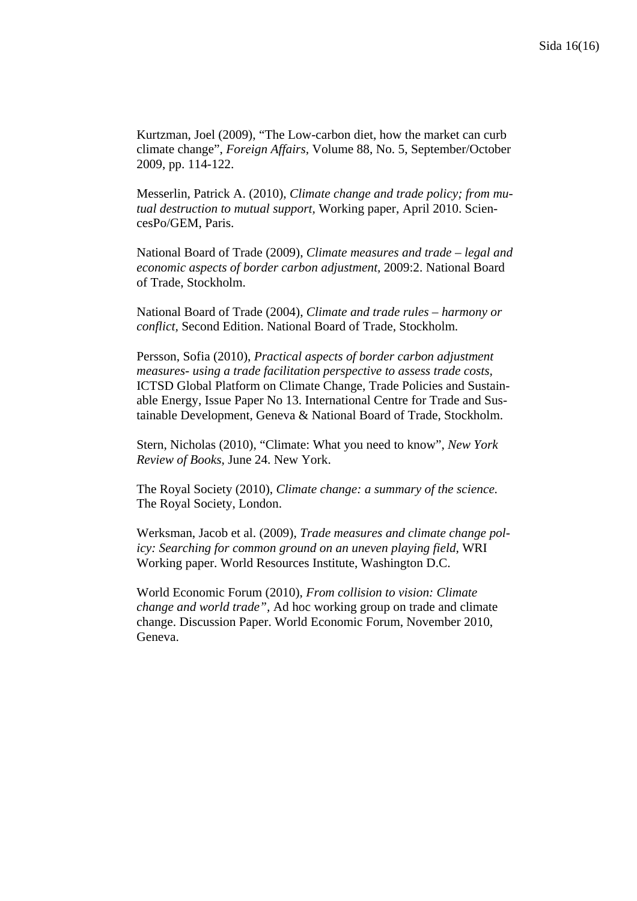Kurtzman, Joel (2009), "The Low-carbon diet, how the market can curb climate change", *Foreign Affairs,* Volume 88, No. 5, September/October 2009, pp. 114-122.

Messerlin, Patrick A. (2010), *Climate change and trade policy; from mutual destruction to mutual support,* Working paper, April 2010. SciencesPo/GEM, Paris.

National Board of Trade (2009), *Climate measures and trade – legal and economic aspects of border carbon adjustment,* 2009:2. National Board of Trade, Stockholm.

National Board of Trade (2004), *Climate and trade rules – harmony or conflict,* Second Edition. National Board of Trade, Stockholm.

Persson, Sofia (2010), *Practical aspects of border carbon adjustment measures- using a trade facilitation perspective to assess trade costs,* ICTSD Global Platform on Climate Change, Trade Policies and Sustainable Energy, Issue Paper No 13. International Centre for Trade and Sustainable Development, Geneva & National Board of Trade, Stockholm.

Stern, Nicholas (2010), "Climate: What you need to know", *New York Review of Books*, June 24. New York.

The Royal Society (2010), *Climate change: a summary of the science.* The Royal Society, London.

Werksman, Jacob et al. (2009), *Trade measures and climate change policy: Searching for common ground on an uneven playing field,* WRI Working paper. World Resources Institute, Washington D.C.

World Economic Forum (2010), *From collision to vision: Climate change and world trade",* Ad hoc working group on trade and climate change. Discussion Paper. World Economic Forum, November 2010, Geneva.